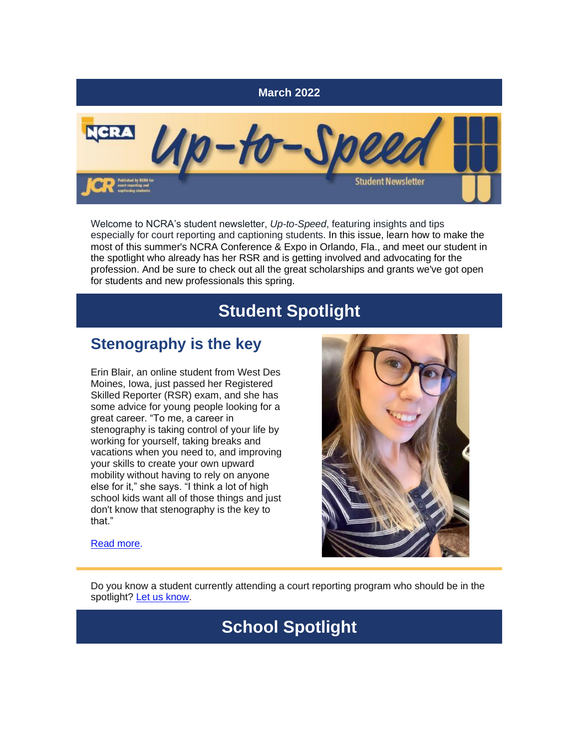**March 2022**

# NCRA Up-to-Speed Student Newsletter

Welcome to NCRA's student newsletter, *Up-to-Speed*, featuring insights and tips especially for court reporting and captioning students. In this issue, learn how to make the most of this summer's NCRA Conference & Expo in Orlando, Fla., and meet our student in the spotlight who already has her RSR and is getting involved and advocating for the profession. And be sure to check out all the great scholarships and grants we've got open for students and new professionals this spring.

## Student Spotlight

### Stenography is the key

Erin Blair, an online student from West Des Moines, Iowa, just passed her Registered Skilled Reporter (RSR) exam, and she has some advice for young people looking for a great career. "To me, a career in stenography is taking control of your life by working for yourself, taking breaks and vacations when you need to, and improving your skills to create your own upward mobility without having to rely on anyone else for it," she says. "I think a lot of high school kids want all of those things and just don't know that stenography is the key to that."

Read more.

Do you know a student currently attending a court reporting program who should be in the spotlight? Let us know.

## School Spotlight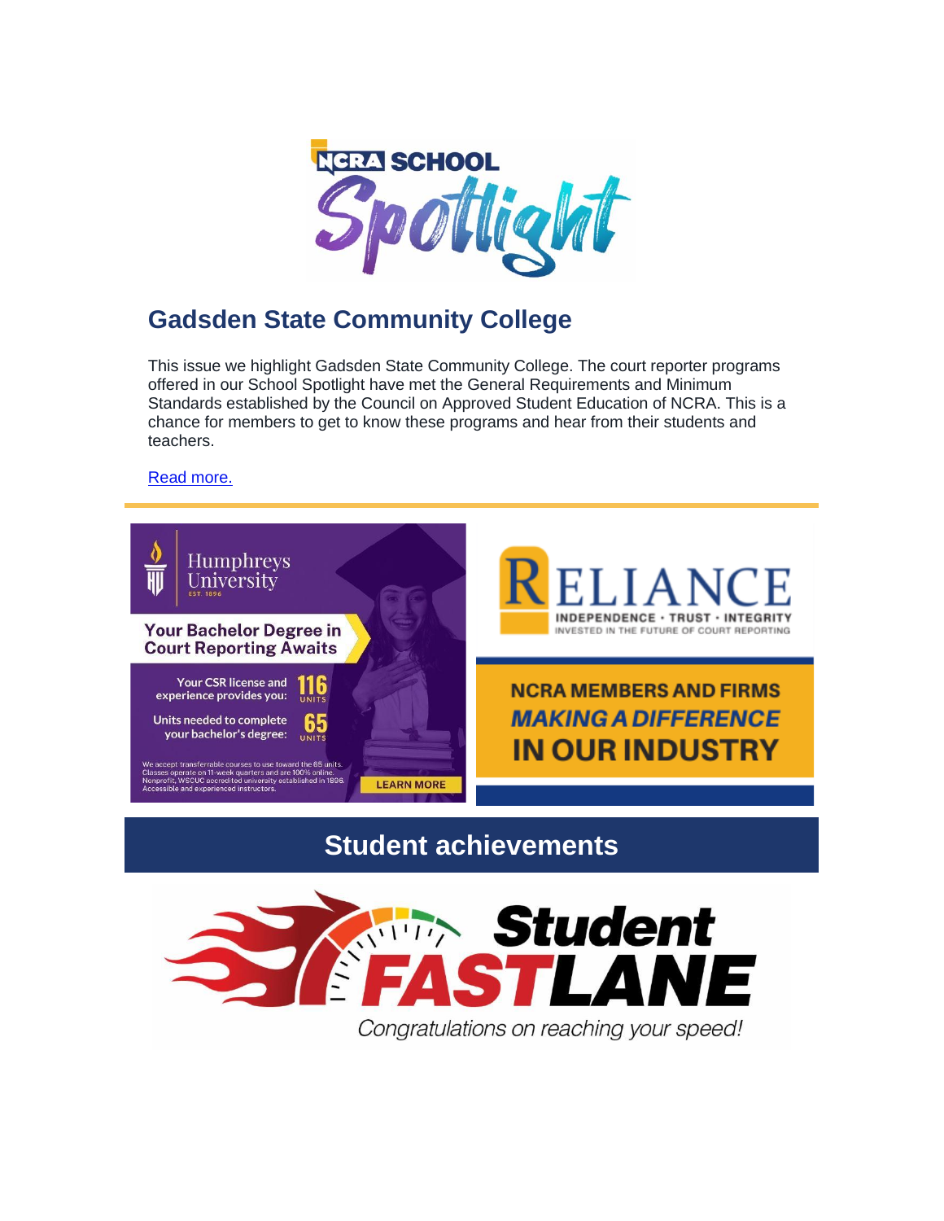## Gadsden State Community College

This issue we highlight Gadsden State Community College. The court reporter programs offered in our School Spotlight have met the General Requirements and Minimum Standards established by the Council on Approved Student Education of NCRA. This is a chance for members to get to know these programs and hear from their students and teachers.

Read more.

## Student achievements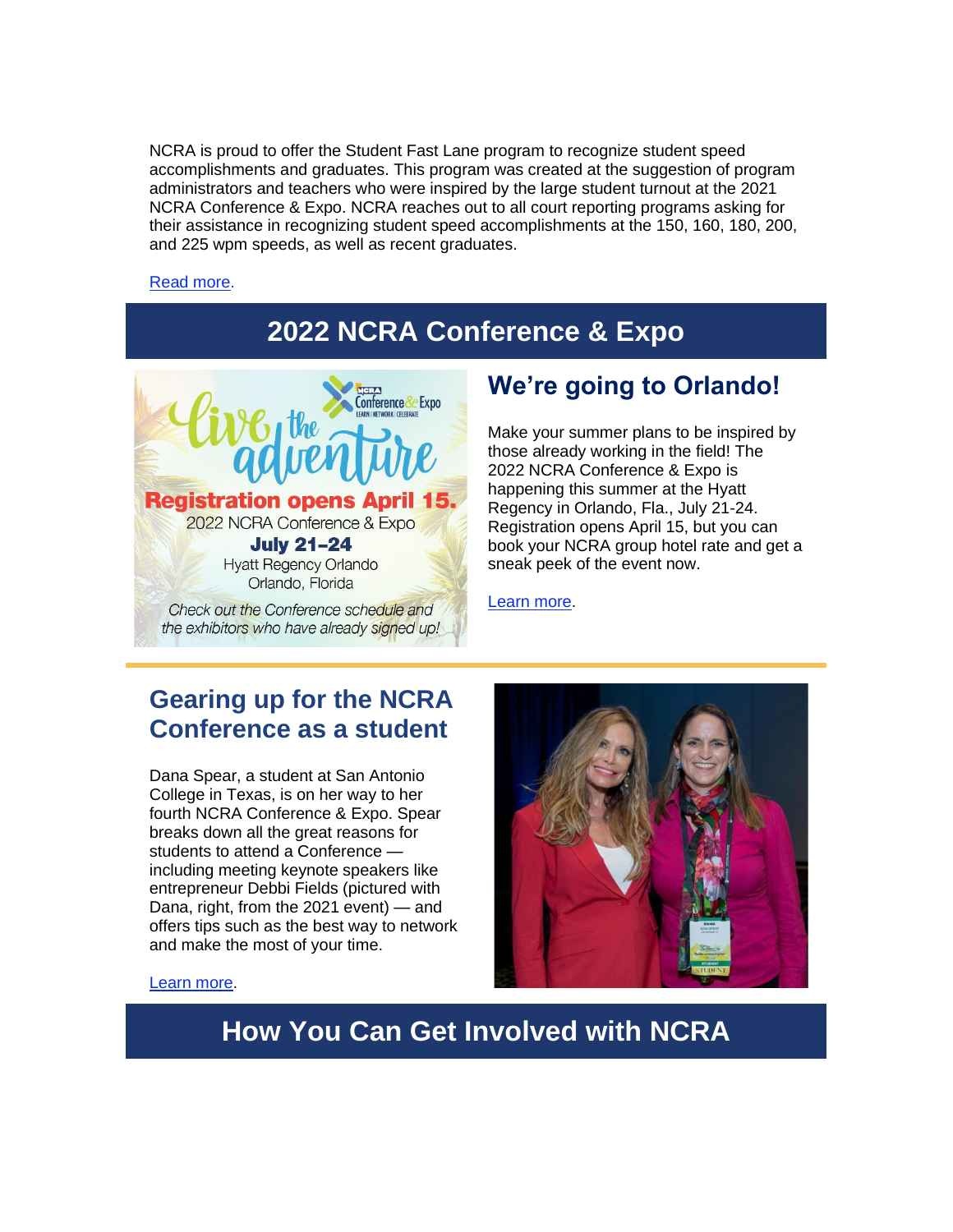NCRA is proud to offer the Student Fast Lane program to recognize student speed accomplishments and graduates. This program was created at the suggestion of program administrators and teachers who were inspired by the large student turnout at the 2021 NCRA Conference & Expo. NCRA reaches out to all court reporting programs asking for their assistance in recognizing student speed accomplishments at the 150, 160, 180, 200, and 225 wpm speeds, as well as recent graduates.

Read more.

## 2022 NCRA Conference & Expo

Live the adventure

**Registration opens April 15.**

2022 NCRA Conference & Expo

**July 21–24**

Hyatt Regency Orlando

Orlando, Florida

*Check out the Conference schedule and the exhibitors who have already signed up!*

### We're going to Orlando!

Make your summer plans to be inspired by those already working in the field! The 2022 NCRA Conference & Expo is happening this summer at the Hyatt Regency in Orlando, Fla., July 21-24. Registration opens April 15, but you can book your NCRA group hotel rate and get a sneak peek of the event now.

Learn more.

### Gearing up for the NCRA Conference as a student

Dana Spear, a student at San Antonio College in Texas, is on her way to her fourth NCRA Conference & Expo. Spear breaks down all the great reasons for students to attend a Conference — including meeting keynote speakers like entrepreneur Debbi Fields (pictured with Dana, right, from the 2021 event) — and offers tips such as the best way to network and make the most of your time.

Learn more.

## How You Can Get Involved with NCRA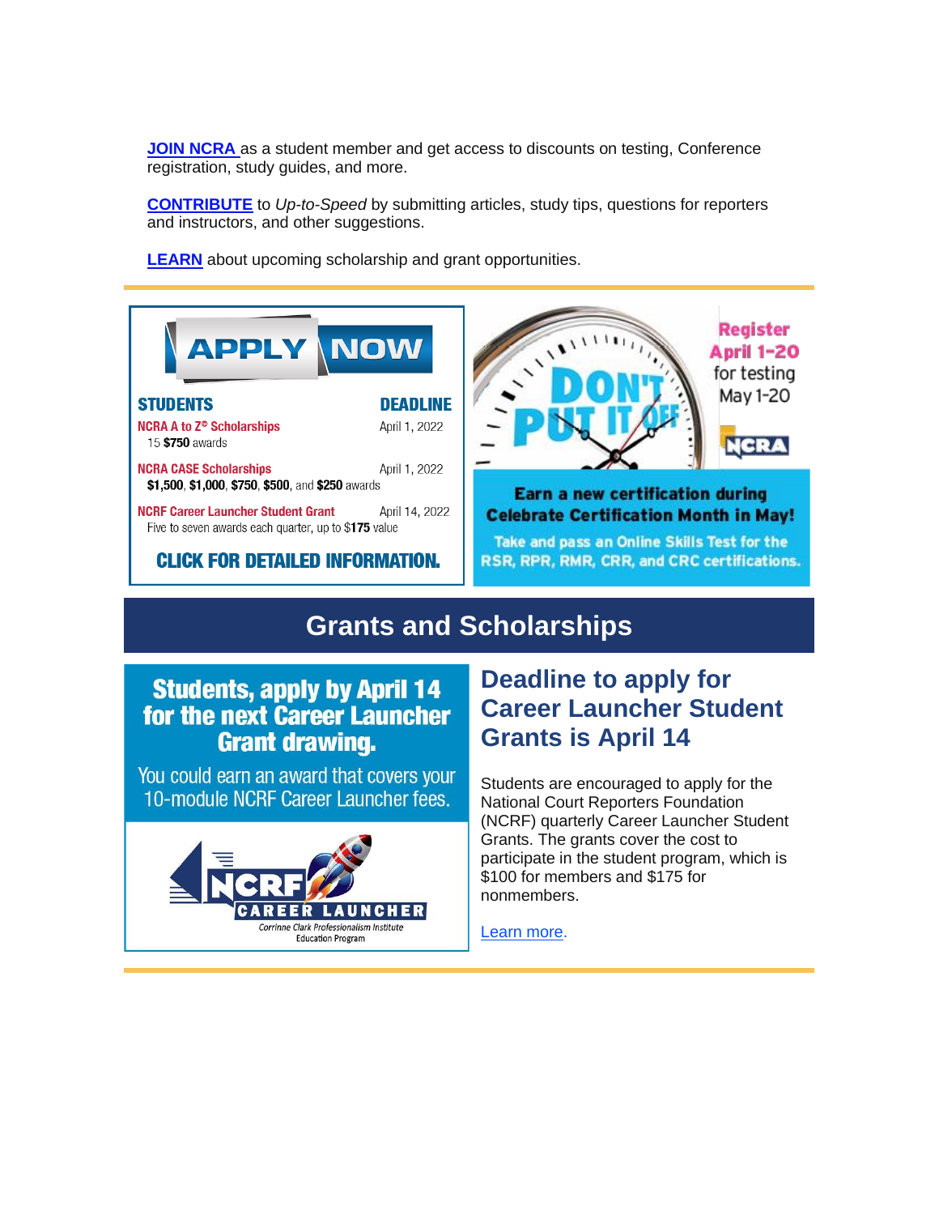**JOIN NCRA** as a student member and get access to discounts on testing, Conference registration, study guides, and more.

**CONTRIBUTE** to *Up-to-Speed* by submitting articles, study tips, questions for reporters and instructors, and other suggestions.

**LEARN** about upcoming scholarship and grant opportunities.

**APPLY NOW**

| STUDENTS | DEADLINE |
|---|---|
| NCRA A to Z® Scholarships<br>15 **$750** awards | April 1, 2022 |
| NCRA CASE Scholarships<br>**$1,500**, **$1,000**, **$750**, **$500**, and **$250** awards | April 1, 2022 |
| NCRF Career Launcher Student Grant<br>Five to seven awards each quarter, up to **$175** value | April 14, 2022 |

**CLICK FOR DETAILED INFORMATION.**

DON'T PUT IT OFF

Register April 1-20 for testing May 1-20

NCRA

**Earn a new certification during Celebrate Certification Month in May!**

Take and pass an Online Skills Test for the RSR, RPR, RMR, CRR, and CRC certifications.

# Grants and Scholarships

**Students, apply by April 14 for the next Career Launcher Grant drawing.**

You could earn an award that covers your 10-module NCRF Career Launcher fees.

NCRF CAREER LAUNCHER
Corrinne Clark Professionalism Institute
Education Program

## Deadline to apply for Career Launcher Student Grants is April 14

Students are encouraged to apply for the National Court Reporters Foundation (NCRF) quarterly Career Launcher Student Grants. The grants cover the cost to participate in the student program, which is $100 for members and $175 for nonmembers.

Learn more.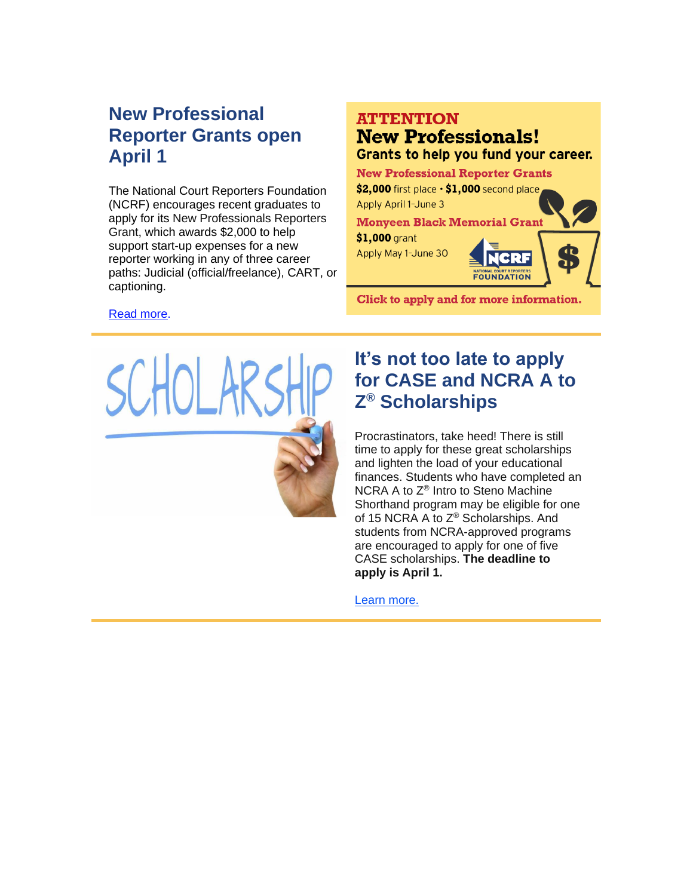## New Professional Reporter Grants open April 1

The National Court Reporters Foundation (NCRF) encourages recent graduates to apply for its New Professionals Reporters Grant, which awards $2,000 to help support start-up expenses for a new reporter working in any of three career paths: Judicial (official/freelance), CART, or captioning.

Read more.

**ATTENTION**

**New Professionals!**

**Grants to help you fund your career.**

**New Professional Reporter Grants**

**$2,000** first place • **$1,000** second place

Apply April 1-June 3

**Monyeen Black Memorial Grant**

**$1,000** grant

Apply May 1-June 30

NCRF NATIONAL COURT REPORTERS FOUNDATION

**Click to apply and for more information.**

---

SCHOLARSHIP

## It's not too late to apply for CASE and NCRA A to Z® Scholarships

Procrastinators, take heed! There is still time to apply for these great scholarships and lighten the load of your educational finances. Students who have completed an NCRA A to Z® Intro to Steno Machine Shorthand program may be eligible for one of 15 NCRA A to Z® Scholarships. And students from NCRA-approved programs are encouraged to apply for one of five CASE scholarships. **The deadline to apply is April 1.**

Learn more.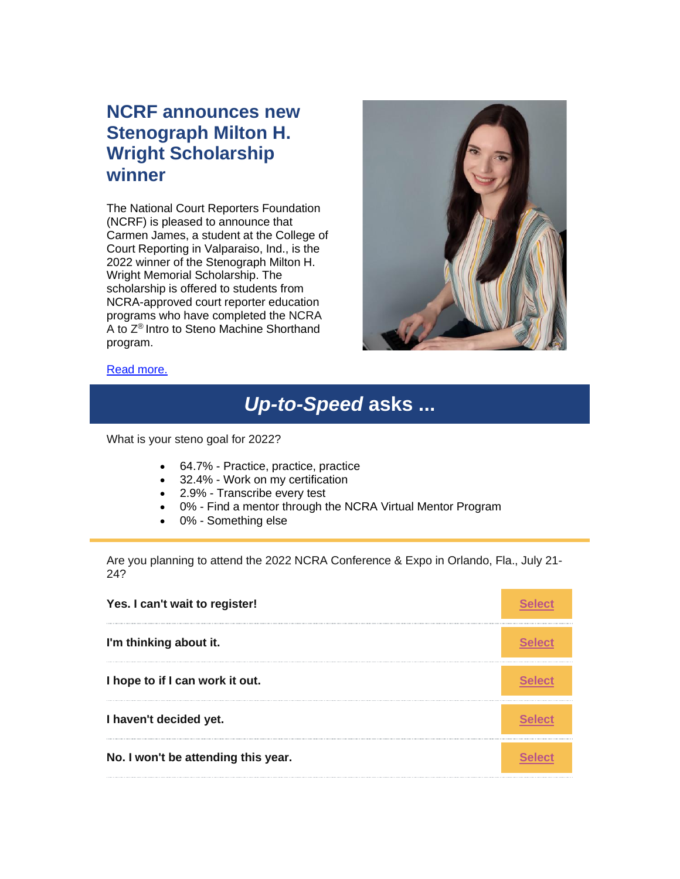## NCRF announces new Stenograph Milton H. Wright Scholarship winner

The National Court Reporters Foundation (NCRF) is pleased to announce that Carmen James, a student at the College of Court Reporting in Valparaiso, Ind., is the 2022 winner of the Stenograph Milton H. Wright Memorial Scholarship. The scholarship is offered to students from NCRA-approved court reporter education programs who have completed the NCRA A to Z® Intro to Steno Machine Shorthand program.

Read more.

## *Up-to-Speed* asks ...

What is your steno goal for 2022?

- 64.7% - Practice, practice, practice
- 32.4% - Work on my certification
- 2.9% - Transcribe every test
- 0% - Find a mentor through the NCRA Virtual Mentor Program
- 0% - Something else

---

Are you planning to attend the 2022 NCRA Conference & Expo in Orlando, Fla., July 21-24?

| | |
|---|---|
| **Yes. I can't wait to register!** | Select |
| **I'm thinking about it.** | Select |
| **I hope to if I can work it out.** | Select |
| **I haven't decided yet.** | Select |
| **No. I won't be attending this year.** | Select |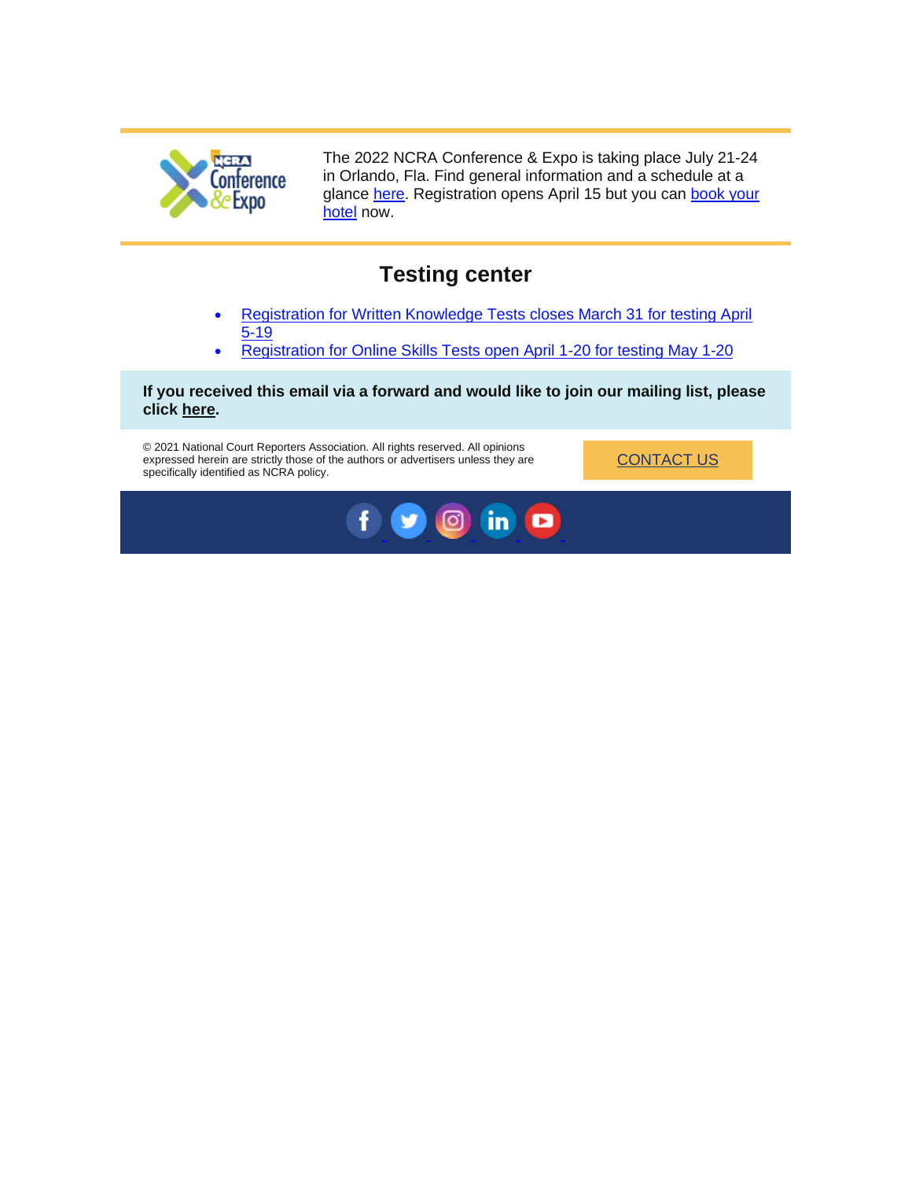The 2022 NCRA Conference & Expo is taking place July 21-24 in Orlando, Fla. Find general information and a schedule at a glance here. Registration opens April 15 but you can book your hotel now.

## Testing center

- Registration for Written Knowledge Tests closes March 31 for testing April 5-19
- Registration for Online Skills Tests open April 1-20 for testing May 1-20

**If you received this email via a forward and would like to join our mailing list, please click here.**

© 2021 National Court Reporters Association. All rights reserved. All opinions expressed herein are strictly those of the authors or advertisers unless they are specifically identified as NCRA policy.

CONTACT US